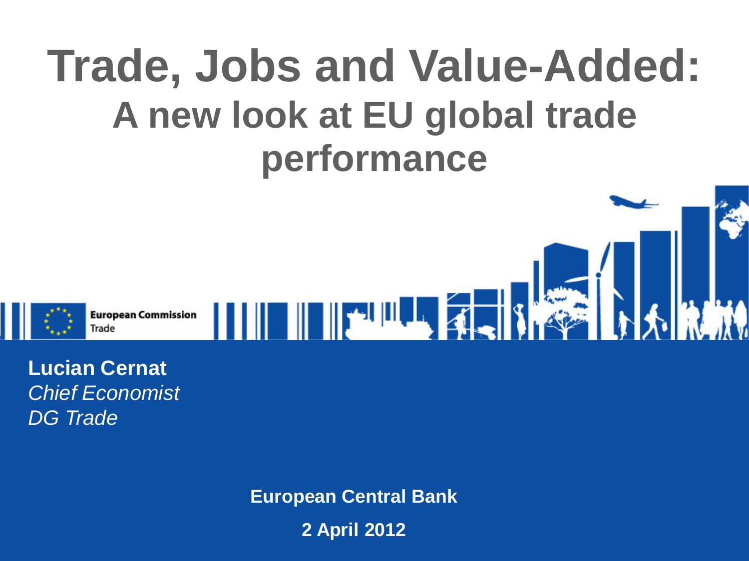# Trade, Jobs and Value-Added:

## A new look at EU global trade performance

European Commission
Trade

**Lucian Cernat**
*Chief Economist*
*DG Trade*

**European Central Bank**

**2 April 2012**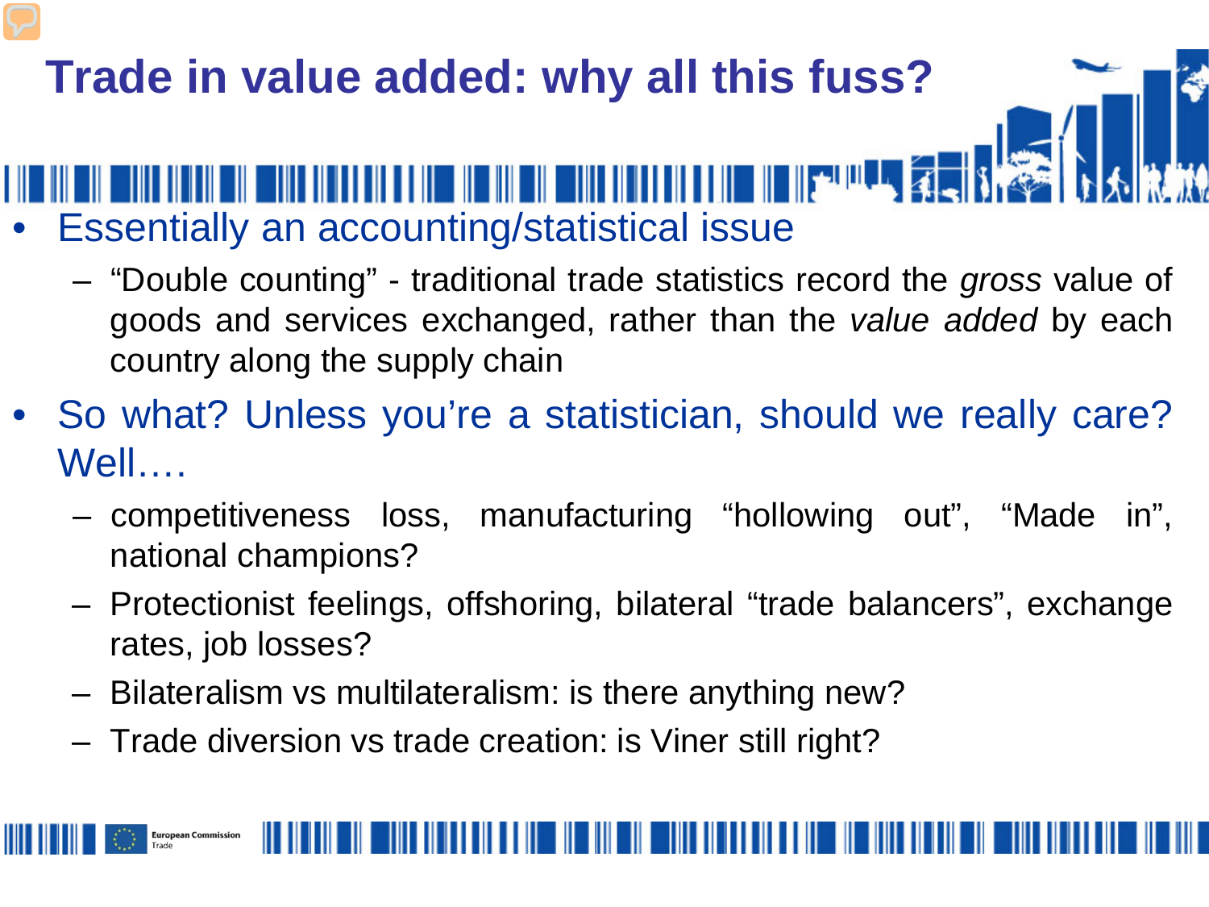# Trade in value added: why all this fuss?

- Essentially an accounting/statistical issue
  - "Double counting" - traditional trade statistics record the *gross* value of goods and services exchanged, rather than the *value added* by each country along the supply chain
- So what? Unless you're a statistician, should we really care? Well….
  - competitiveness loss, manufacturing "hollowing out", "Made in", national champions?
  - Protectionist feelings, offshoring, bilateral "trade balancers", exchange rates, job losses?
  - Bilateralism vs multilateralism: is there anything new?
  - Trade diversion vs trade creation: is Viner still right?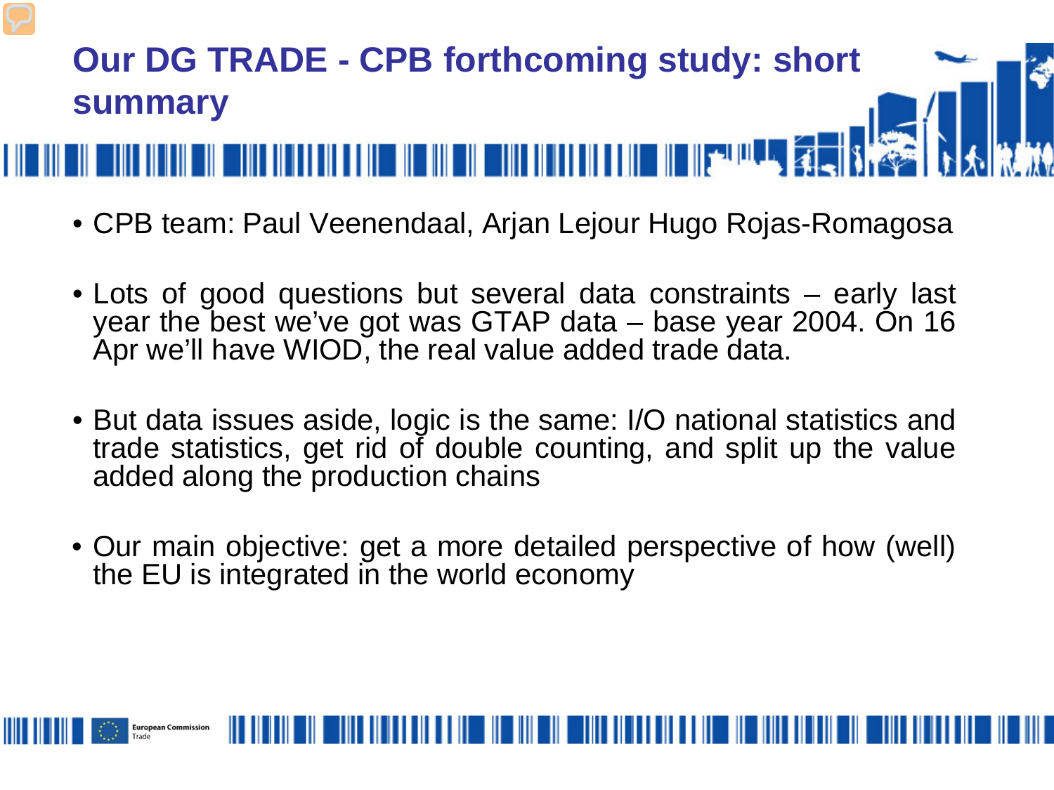# Our DG TRADE - CPB forthcoming study: short summary

- CPB team: Paul Veenendaal, Arjan Lejour Hugo Rojas-Romagosa
- Lots of good questions but several data constraints – early last year the best we've got was GTAP data – base year 2004. On 16 Apr we'll have WIOD, the real value added trade data.
- But data issues aside, logic is the same: I/O national statistics and trade statistics, get rid of double counting, and split up the value added along the production chains
- Our main objective: get a more detailed perspective of how (well) the EU is integrated in the world economy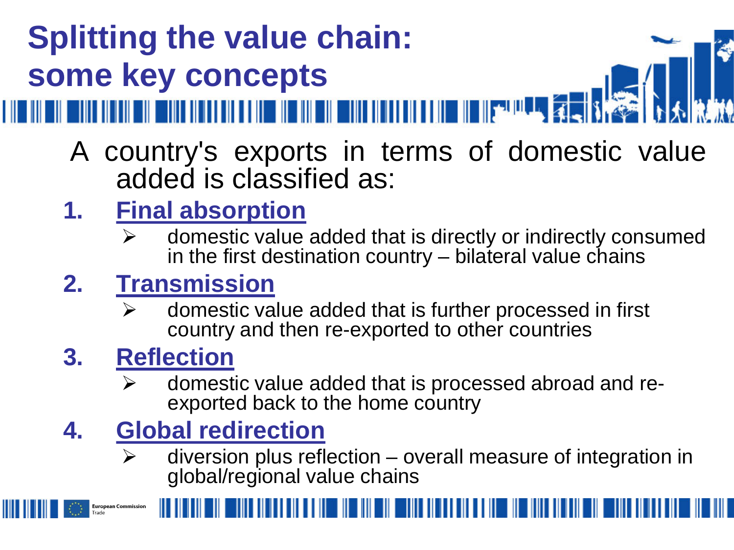# Splitting the value chain: some key concepts

A country's exports in terms of domestic value added is classified as:

1. **Final absorption**
   - domestic value added that is directly or indirectly consumed in the first destination country – bilateral value chains
2. **Transmission**
   - domestic value added that is further processed in first country and then re-exported to other countries
3. **Reflection**
   - domestic value added that is processed abroad and re-exported back to the home country
4. **Global redirection**
   - diversion plus reflection – overall measure of integration in global/regional value chains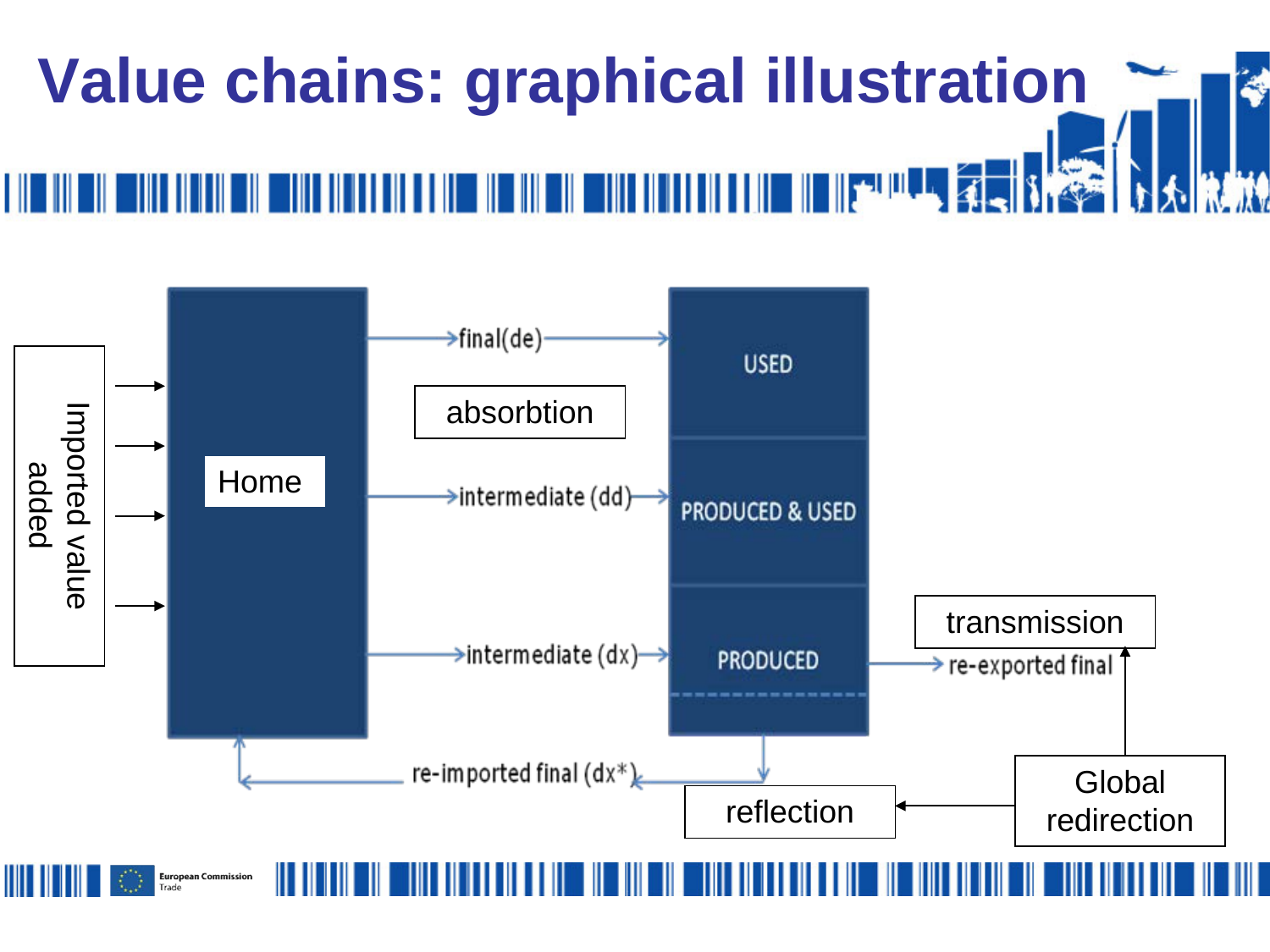# Value chains: graphical illustration

Imported value added

Home

final(de)

absorbtion

intermediate (dd)

intermediate (dx)

USED

PRODUCED & USED

PRODUCED

transmission

re-exported final

re-imported final (dx*)

reflection

Global redirection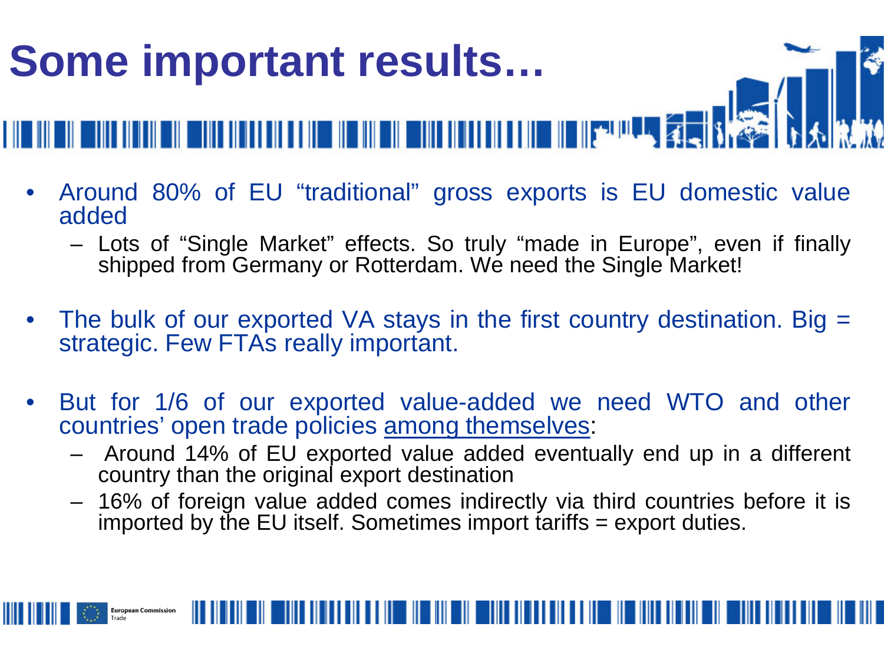# Some important results…

- Around 80% of EU "traditional" gross exports is EU domestic value added
  - Lots of "Single Market" effects. So truly "made in Europe", even if finally shipped from Germany or Rotterdam. We need the Single Market!

- The bulk of our exported VA stays in the first country destination. Big = strategic. Few FTAs really important.

- But for 1/6 of our exported value-added we need WTO and other countries' open trade policies <u>among themselves</u>:
  - Around 14% of EU exported value added eventually end up in a different country than the original export destination
  - 16% of foreign value added comes indirectly via third countries before it is imported by the EU itself. Sometimes import tariffs = export duties.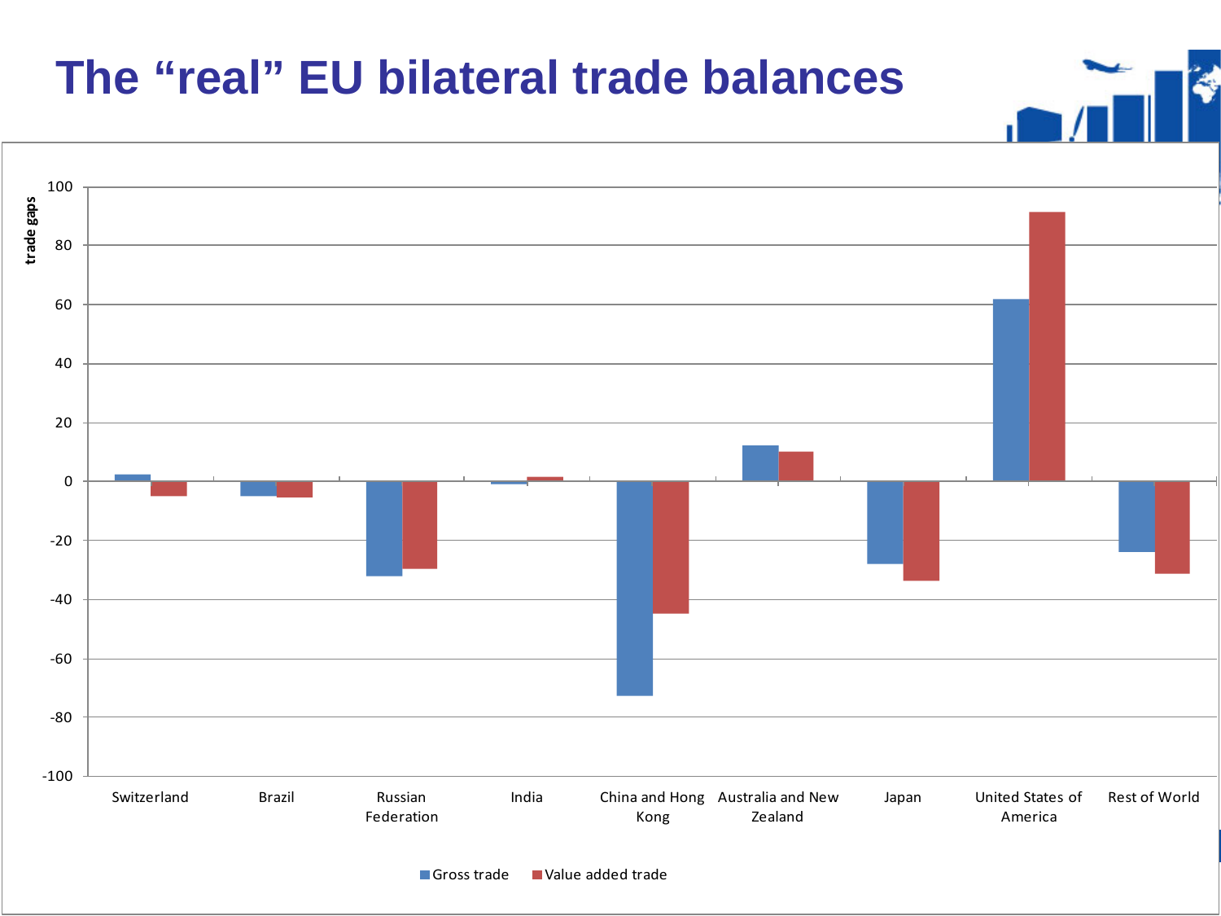# The "real" EU bilateral trade balances

trade gaps

| | Gross trade | Value added trade |
|---|---|---|
| Switzerland | 2 | -5 |
| Brazil | -5 | -5 |
| Russian Federation | -32 | -30 |
| India | -1 | 1 |
| China and Hong Kong | -73 | -45 |
| Australia and New Zealand | 12 | 10 |
| Japan | -28 | -34 |
| United States of America | 62 | 91 |
| Rest of World | -24 | -31 |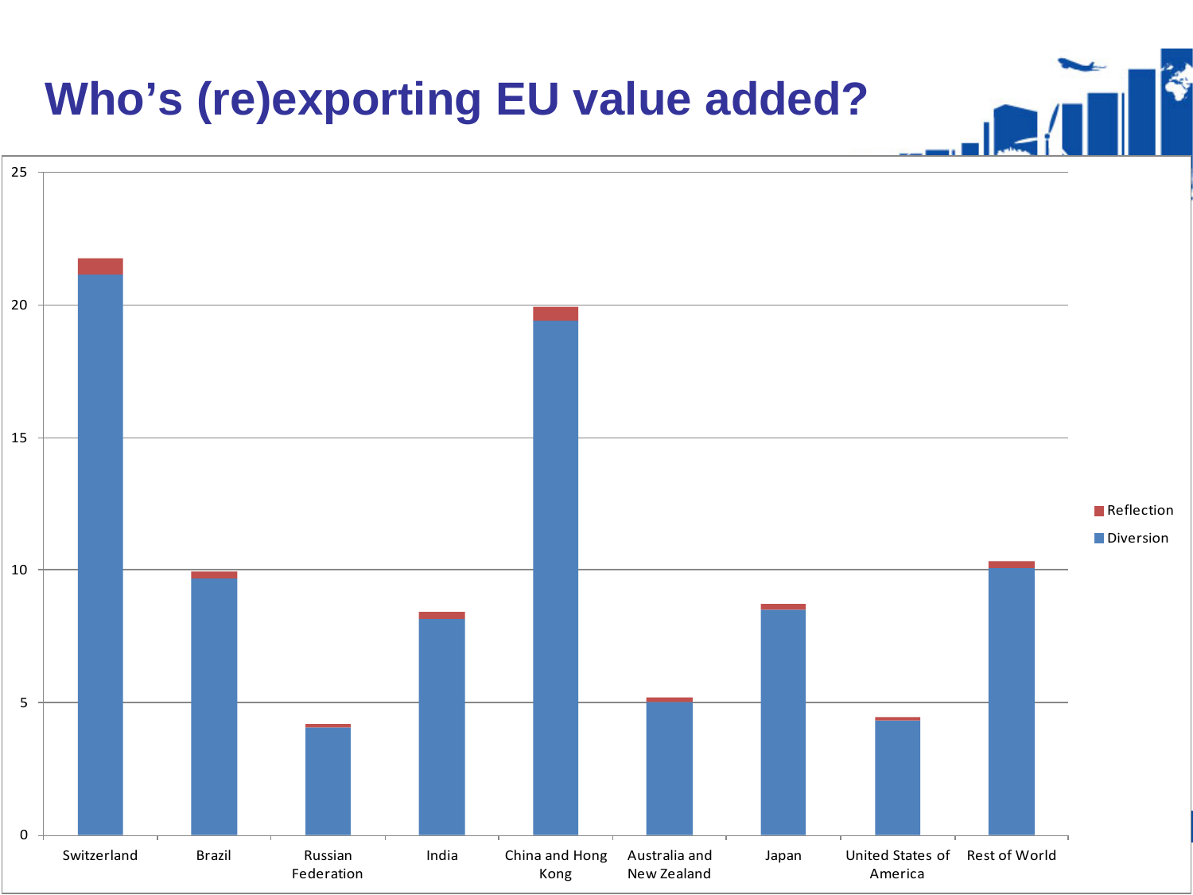# Who's (re)exporting EU value added?

| | Diversion | Reflection |
|---|---|---|
| Switzerland | 21.1 | 0.6 |
| Brazil | 9.7 | 0.3 |
| Russian Federation | 4.1 | 0.1 |
| India | 8.2 | 0.2 |
| China and Hong Kong | 19.4 | 0.5 |
| Australia and New Zealand | 5.0 | 0.2 |
| Japan | 8.5 | 0.2 |
| United States of America | 4.3 | 0.1 |
| Rest of World | 10.1 | 0.2 |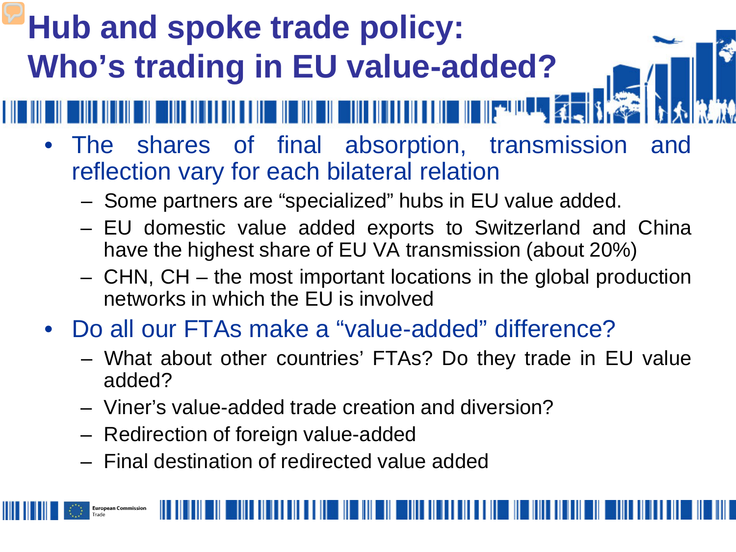# Hub and spoke trade policy: Who's trading in EU value-added?

- The shares of final absorption, transmission and reflection vary for each bilateral relation
  - Some partners are "specialized" hubs in EU value added.
  - EU domestic value added exports to Switzerland and China have the highest share of EU VA transmission (about 20%)
  - CHN, CH – the most important locations in the global production networks in which the EU is involved
- Do all our FTAs make a "value-added" difference?
  - What about other countries' FTAs? Do they trade in EU value added?
  - Viner's value-added trade creation and diversion?
  - Redirection of foreign value-added
  - Final destination of redirected value added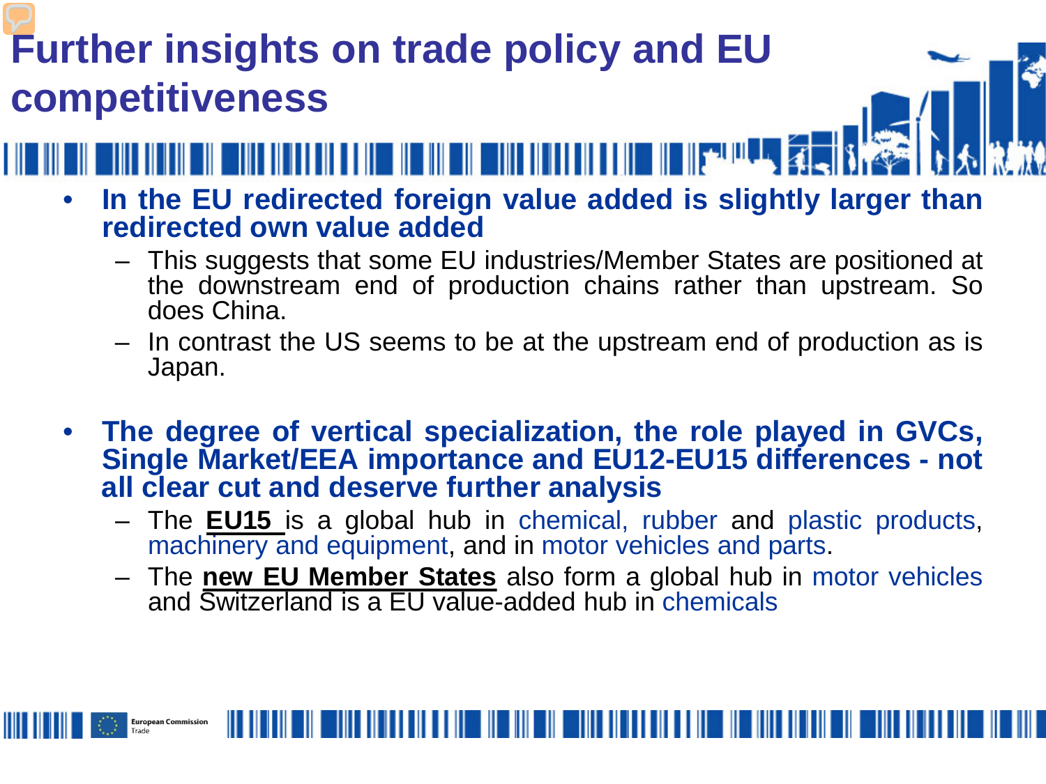# Further insights on trade policy and EU competitiveness

- **In the EU redirected foreign value added is slightly larger than redirected own value added**
  - This suggests that some EU industries/Member States are positioned at the downstream end of production chains rather than upstream. So does China.
  - In contrast the US seems to be at the upstream end of production as is Japan.

- **The degree of vertical specialization, the role played in GVCs, Single Market/EEA importance and EU12-EU15 differences - not all clear cut and deserve further analysis**
  - The **EU15** is a global hub in chemical, rubber and plastic products, machinery and equipment, and in motor vehicles and parts.
  - The **new EU Member States** also form a global hub in motor vehicles and Switzerland is a EU value-added hub in chemicals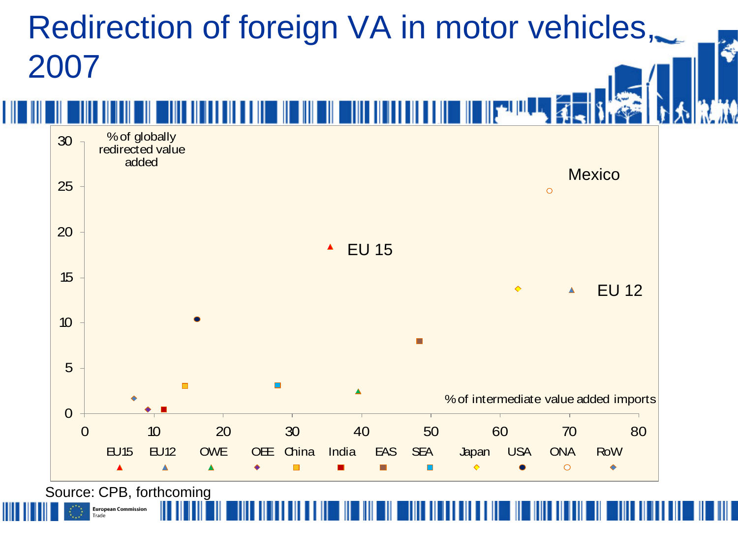# Redirection of foreign VA in motor vehicles, 2007

% of globally redirected value added

Mexico

EU 15

EU 12

% of intermediate value added imports

EU15 EU12 OWE OEE China India EAS SEA Japan USA ONA RoW

Source: CPB, forthcoming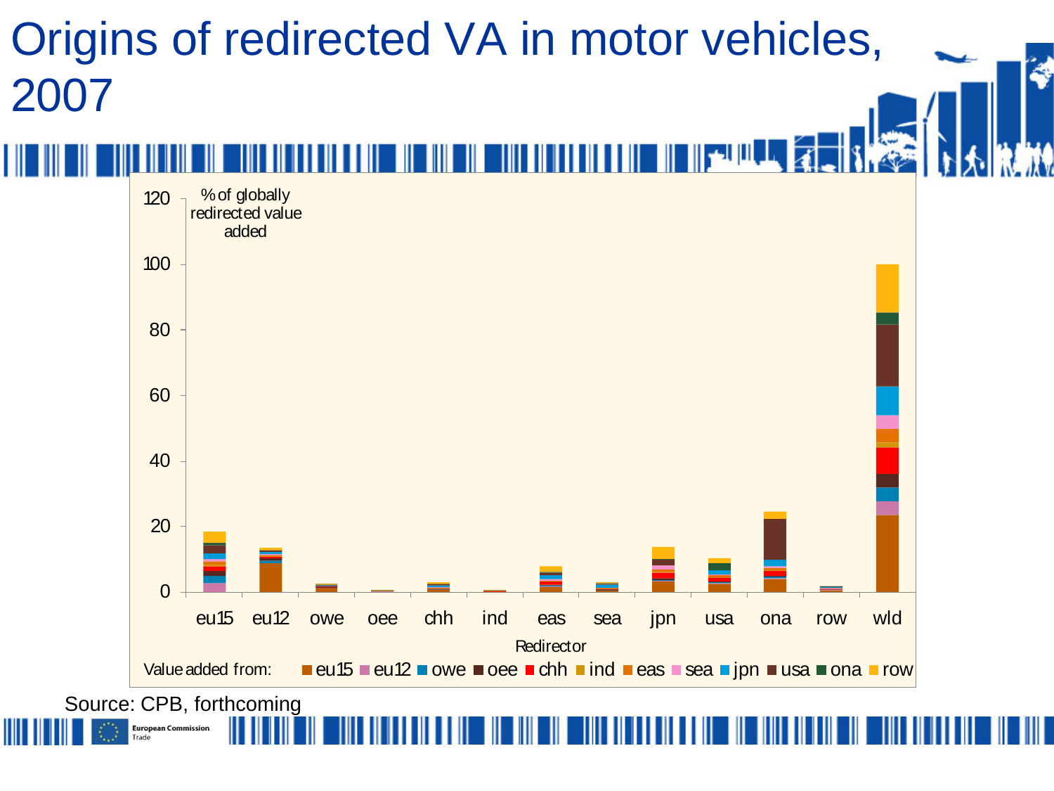# Origins of redirected VA in motor vehicles, 2007

% of globally redirected value added

Redirector: eu15, eu12, owe, oee, chh, ind, eas, sea, jpn, usa, ona, row, wld

Value added from: eu15, eu12, owe, oee, chh, ind, eas, sea, jpn, usa, ona, row

Source: CPB, forthcoming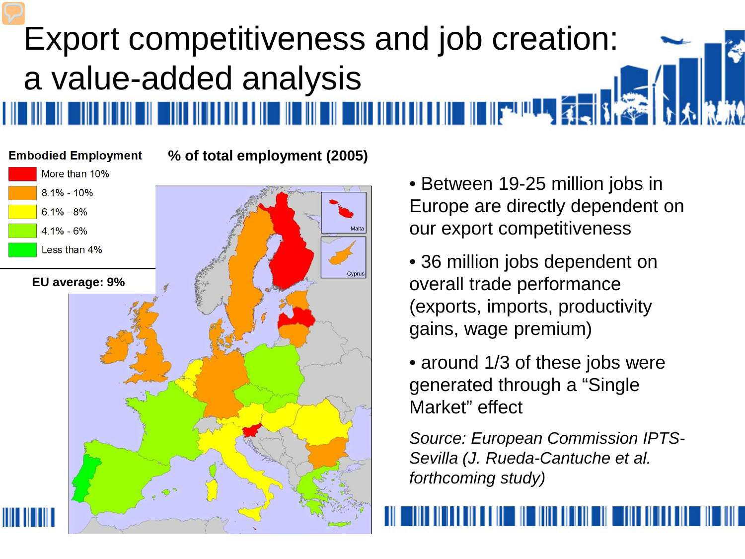# Export competitiveness and job creation: a value-added analysis

**Embodied Employment**

- More than 10%
- 8.1% - 10%
- 6.1% - 8%
- 4.1% - 6%
- Less than 4%

**EU average: 9%**

**% of total employment (2005)**

Malta

Cyprus

- Between 19-25 million jobs in Europe are directly dependent on our export competitiveness
- 36 million jobs dependent on overall trade performance (exports, imports, productivity gains, wage premium)
- around 1/3 of these jobs were generated through a "Single Market" effect

*Source: European Commission IPTS-Sevilla (J. Rueda-Cantuche et al. forthcoming study)*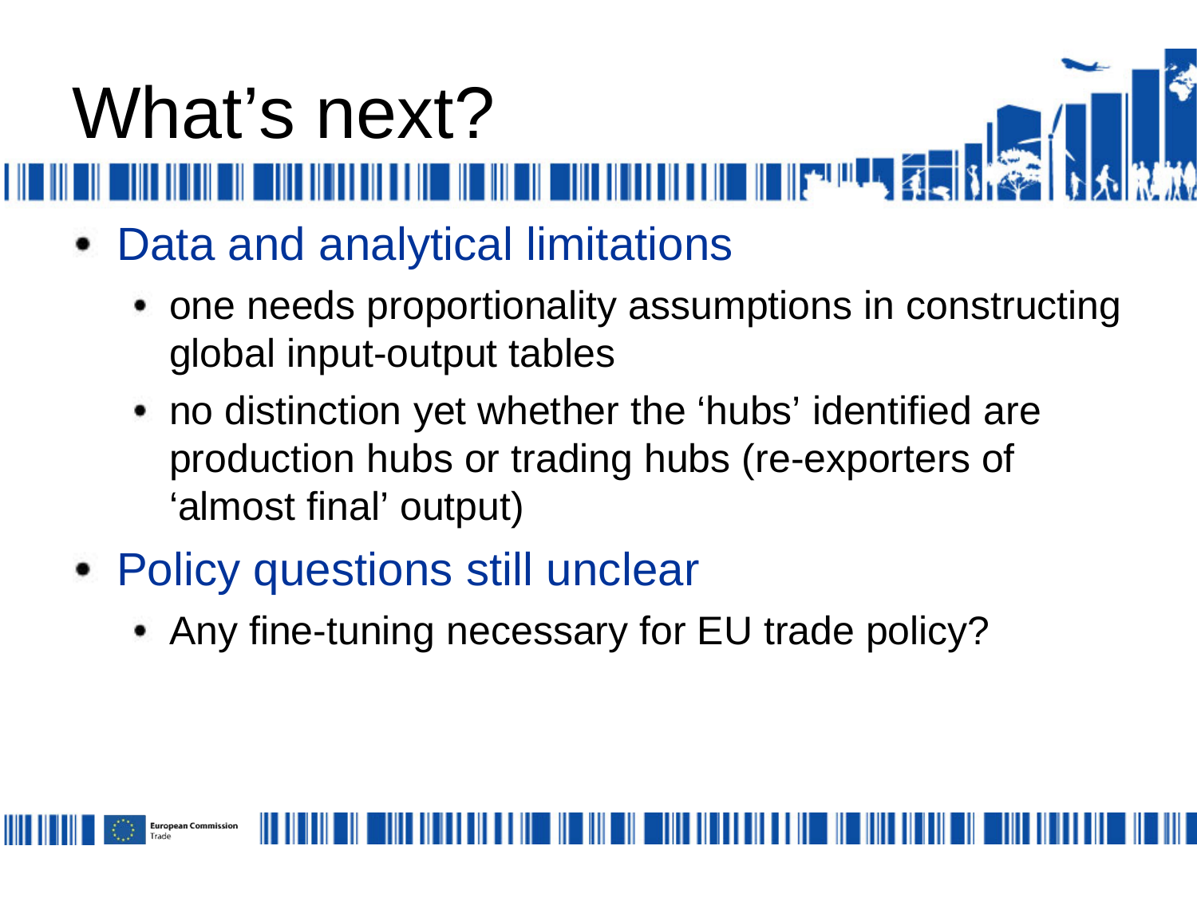# What's next?

- Data and analytical limitations
  - one needs proportionality assumptions in constructing global input-output tables
  - no distinction yet whether the 'hubs' identified are production hubs or trading hubs (re-exporters of 'almost final' output)
- Policy questions still unclear
  - Any fine-tuning necessary for EU trade policy?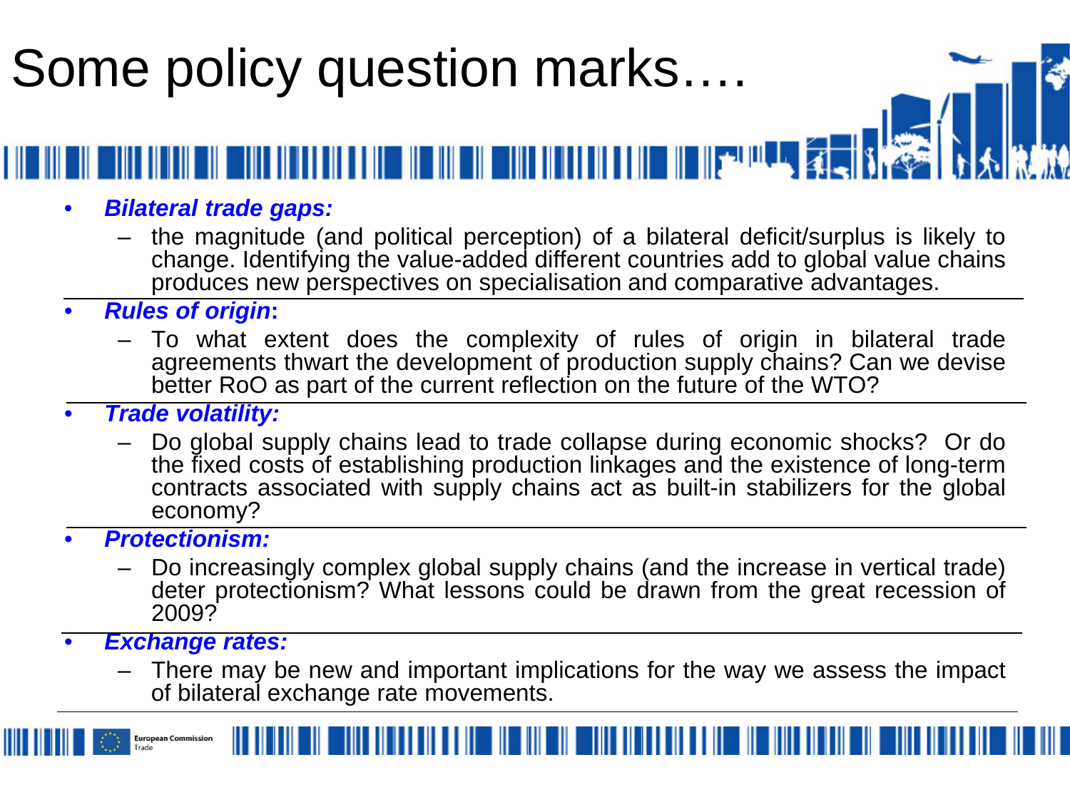# Some policy question marks….

- ***Bilateral trade gaps:***
  - the magnitude (and political perception) of a bilateral deficit/surplus is likely to change. Identifying the value-added different countries add to global value chains produces new perspectives on specialisation and comparative advantages.
- ***Rules of origin*:**
  - To what extent does the complexity of rules of origin in bilateral trade agreements thwart the development of production supply chains? Can we devise better RoO as part of the current reflection on the future of the WTO?
- ***Trade volatility:***
  - Do global supply chains lead to trade collapse during economic shocks? Or do the fixed costs of establishing production linkages and the existence of long-term contracts associated with supply chains act as built-in stabilizers for the global economy?
- ***Protectionism:***
  - Do increasingly complex global supply chains (and the increase in vertical trade) deter protectionism? What lessons could be drawn from the great recession of 2009?
- ***Exchange rates:***
  - There may be new and important implications for the way we assess the impact of bilateral exchange rate movements.